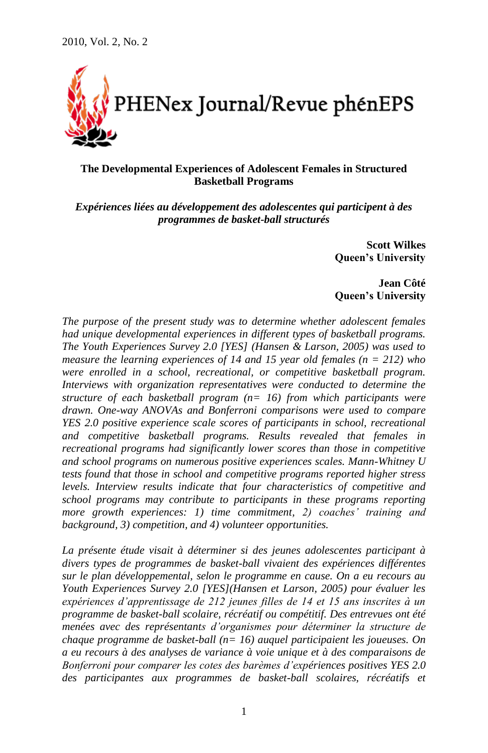PHENex Journal/Revue phénEPS

# The Developmental Experiences of Adolescent Females in Structured Basketball Programs

## *Expériences liées au développement des adolescentes qui participent à des programmes de basket-ball structurés*

**Scott Wilkes**
**Queen's University**

**Jean Côté**
**Queen's University**

*The purpose of the present study was to determine whether adolescent females had unique developmental experiences in different types of basketball programs. The Youth Experiences Survey 2.0 [YES] (Hansen & Larson, 2005) was used to measure the learning experiences of 14 and 15 year old females (n = 212) who were enrolled in a school, recreational, or competitive basketball program. Interviews with organization representatives were conducted to determine the structure of each basketball program (n= 16) from which participants were drawn. One-way ANOVAs and Bonferroni comparisons were used to compare YES 2.0 positive experience scale scores of participants in school, recreational and competitive basketball programs. Results revealed that females in recreational programs had significantly lower scores than those in competitive and school programs on numerous positive experiences scales. Mann-Whitney U tests found that those in school and competitive programs reported higher stress levels. Interview results indicate that four characteristics of competitive and school programs may contribute to participants in these programs reporting more growth experiences: 1) time commitment, 2) coaches' training and background, 3) competition, and 4) volunteer opportunities.*

*La présente étude visait à déterminer si des jeunes adolescentes participant à divers types de programmes de basket-ball vivaient des expériences différentes sur le plan développemental, selon le programme en cause. On a eu recours au Youth Experiences Survey 2.0 [YES](Hansen et Larson, 2005) pour évaluer les expériences d'apprentissage de 212 jeunes filles de 14 et 15 ans inscrites à un programme de basket-ball scolaire, récréatif ou compétitif. Des entrevues ont été menées avec des représentants d'organismes pour déterminer la structure de chaque programme de basket-ball (n= 16) auquel participaient les joueuses. On a eu recours à des analyses de variance à voie unique et à des comparaisons de Bonferroni pour comparer les cotes des barèmes d'expériences positives YES 2.0 des participantes aux programmes de basket-ball scolaires, récréatifs et*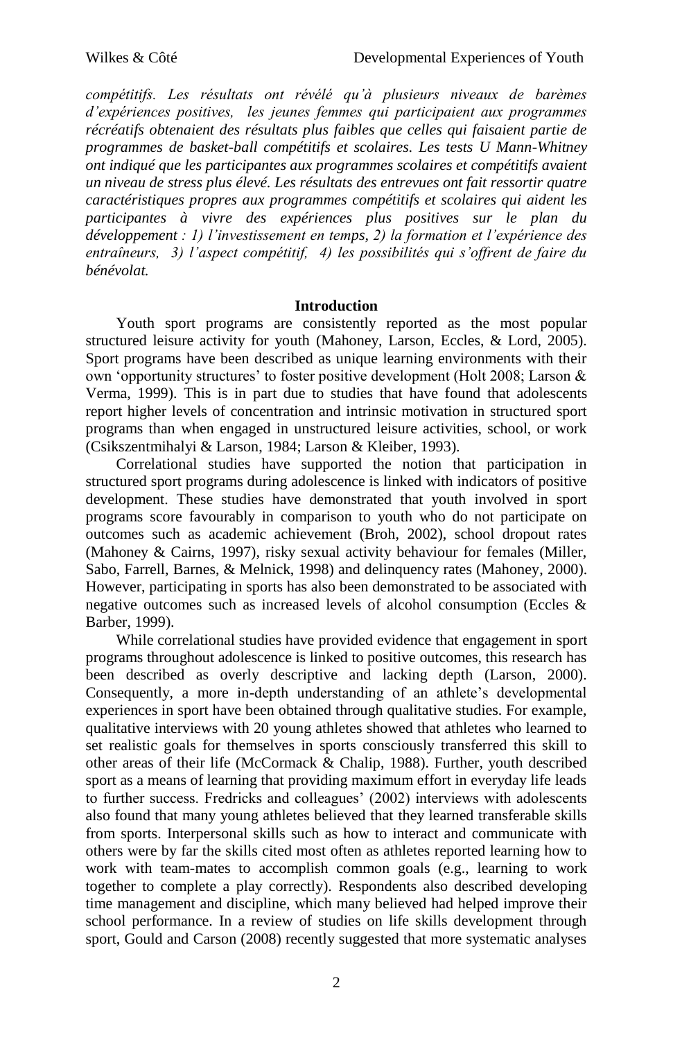*compétitifs. Les résultats ont révélé qu'à plusieurs niveaux de barèmes d'expériences positives, les jeunes femmes qui participaient aux programmes récréatifs obtenaient des résultats plus faibles que celles qui faisaient partie de programmes de basket-ball compétitifs et scolaires. Les tests U Mann-Whitney ont indiqué que les participantes aux programmes scolaires et compétitifs avaient un niveau de stress plus élevé. Les résultats des entrevues ont fait ressortir quatre caractéristiques propres aux programmes compétitifs et scolaires qui aident les participantes à vivre des expériences plus positives sur le plan du développement : 1) l'investissement en temps, 2) la formation et l'expérience des entraîneurs, 3) l'aspect compétitif, 4) les possibilités qui s'offrent de faire du bénévolat.*

## Introduction

Youth sport programs are consistently reported as the most popular structured leisure activity for youth (Mahoney, Larson, Eccles, & Lord, 2005). Sport programs have been described as unique learning environments with their own 'opportunity structures' to foster positive development (Holt 2008; Larson & Verma, 1999). This is in part due to studies that have found that adolescents report higher levels of concentration and intrinsic motivation in structured sport programs than when engaged in unstructured leisure activities, school, or work (Csikszentmihalyi & Larson, 1984; Larson & Kleiber, 1993).

Correlational studies have supported the notion that participation in structured sport programs during adolescence is linked with indicators of positive development. These studies have demonstrated that youth involved in sport programs score favourably in comparison to youth who do not participate on outcomes such as academic achievement (Broh, 2002), school dropout rates (Mahoney & Cairns, 1997), risky sexual activity behaviour for females (Miller, Sabo, Farrell, Barnes, & Melnick, 1998) and delinquency rates (Mahoney, 2000). However, participating in sports has also been demonstrated to be associated with negative outcomes such as increased levels of alcohol consumption (Eccles & Barber, 1999).

While correlational studies have provided evidence that engagement in sport programs throughout adolescence is linked to positive outcomes, this research has been described as overly descriptive and lacking depth (Larson, 2000). Consequently, a more in-depth understanding of an athlete's developmental experiences in sport have been obtained through qualitative studies. For example, qualitative interviews with 20 young athletes showed that athletes who learned to set realistic goals for themselves in sports consciously transferred this skill to other areas of their life (McCormack & Chalip, 1988). Further, youth described sport as a means of learning that providing maximum effort in everyday life leads to further success. Fredricks and colleagues' (2002) interviews with adolescents also found that many young athletes believed that they learned transferable skills from sports. Interpersonal skills such as how to interact and communicate with others were by far the skills cited most often as athletes reported learning how to work with team-mates to accomplish common goals (e.g., learning to work together to complete a play correctly). Respondents also described developing time management and discipline, which many believed had helped improve their school performance. In a review of studies on life skills development through sport, Gould and Carson (2008) recently suggested that more systematic analyses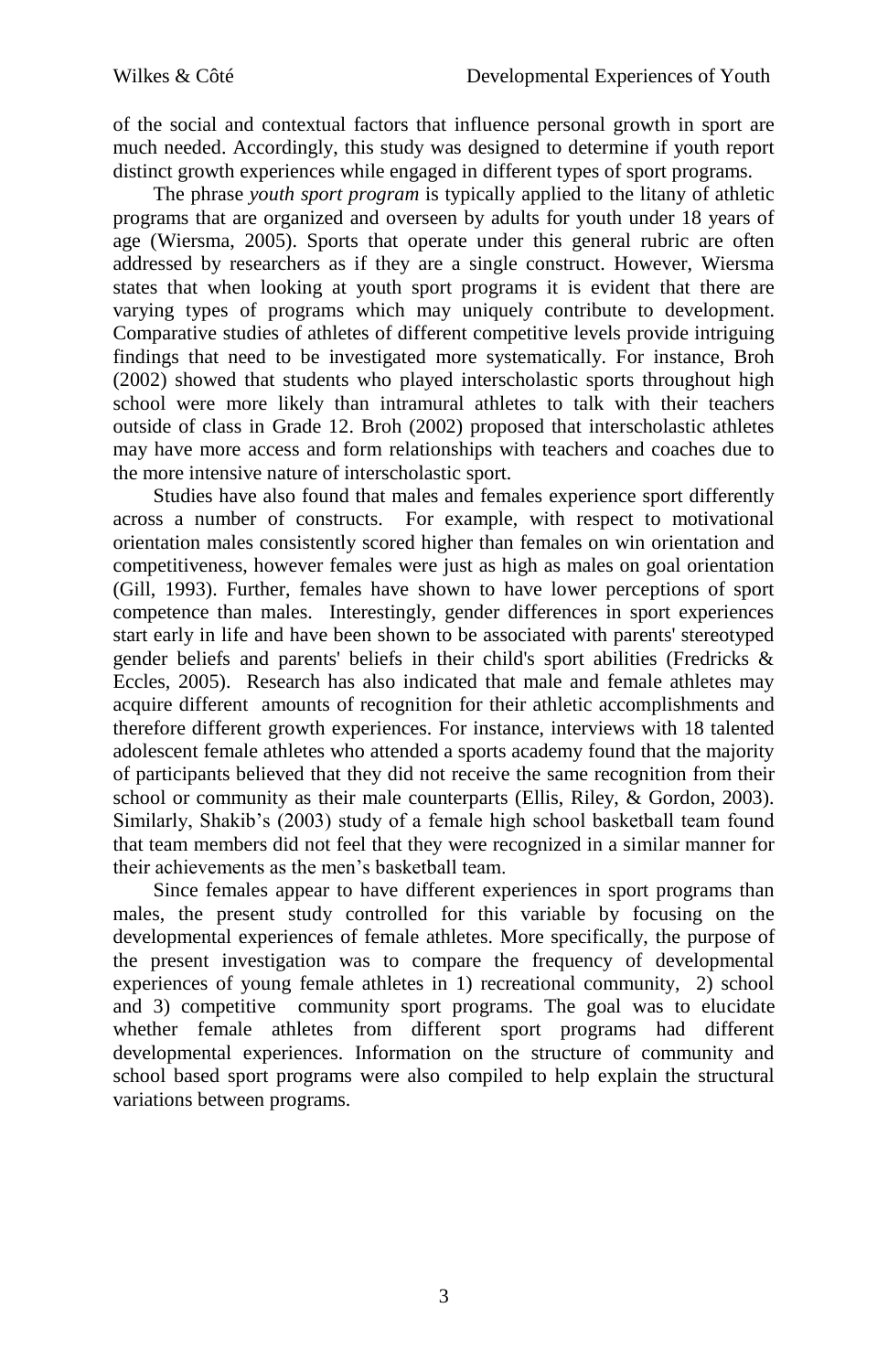of the social and contextual factors that influence personal growth in sport are much needed. Accordingly, this study was designed to determine if youth report distinct growth experiences while engaged in different types of sport programs.

The phrase *youth sport program* is typically applied to the litany of athletic programs that are organized and overseen by adults for youth under 18 years of age (Wiersma, 2005). Sports that operate under this general rubric are often addressed by researchers as if they are a single construct. However, Wiersma states that when looking at youth sport programs it is evident that there are varying types of programs which may uniquely contribute to development. Comparative studies of athletes of different competitive levels provide intriguing findings that need to be investigated more systematically. For instance, Broh (2002) showed that students who played interscholastic sports throughout high school were more likely than intramural athletes to talk with their teachers outside of class in Grade 12. Broh (2002) proposed that interscholastic athletes may have more access and form relationships with teachers and coaches due to the more intensive nature of interscholastic sport.

Studies have also found that males and females experience sport differently across a number of constructs. For example, with respect to motivational orientation males consistently scored higher than females on win orientation and competitiveness, however females were just as high as males on goal orientation (Gill, 1993). Further, females have shown to have lower perceptions of sport competence than males. Interestingly, gender differences in sport experiences start early in life and have been shown to be associated with parents' stereotyped gender beliefs and parents' beliefs in their child's sport abilities (Fredricks & Eccles, 2005). Research has also indicated that male and female athletes may acquire different amounts of recognition for their athletic accomplishments and therefore different growth experiences. For instance, interviews with 18 talented adolescent female athletes who attended a sports academy found that the majority of participants believed that they did not receive the same recognition from their school or community as their male counterparts (Ellis, Riley, & Gordon, 2003). Similarly, Shakib's (2003) study of a female high school basketball team found that team members did not feel that they were recognized in a similar manner for their achievements as the men's basketball team.

Since females appear to have different experiences in sport programs than males, the present study controlled for this variable by focusing on the developmental experiences of female athletes. More specifically, the purpose of the present investigation was to compare the frequency of developmental experiences of young female athletes in 1) recreational community, 2) school and 3) competitive community sport programs. The goal was to elucidate whether female athletes from different sport programs had different developmental experiences. Information on the structure of community and school based sport programs were also compiled to help explain the structural variations between programs.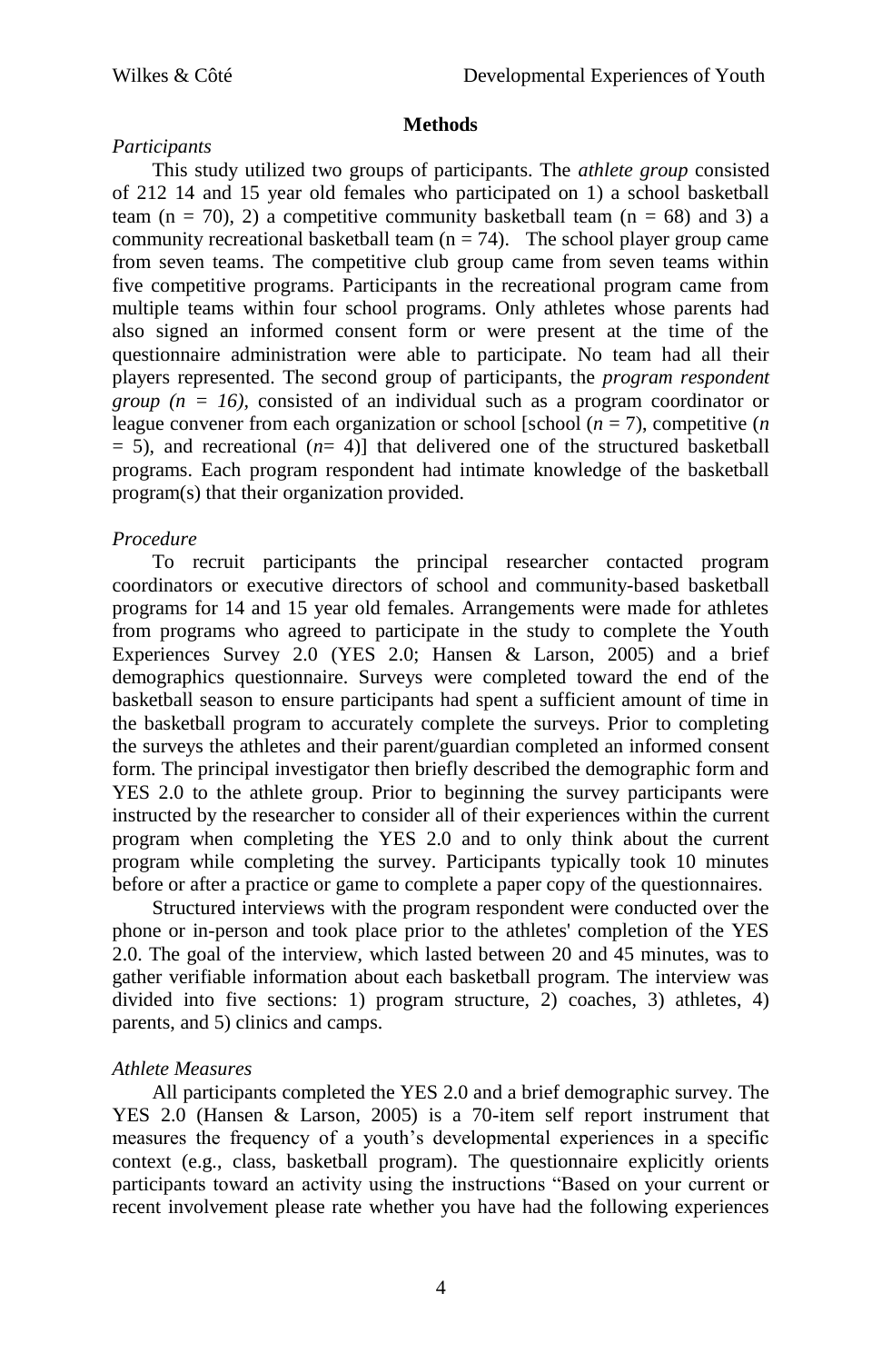## Methods

### *Participants*

This study utilized two groups of participants. The *athlete group* consisted of 212 14 and 15 year old females who participated on 1) a school basketball team (n = 70), 2) a competitive community basketball team (n = 68) and 3) a community recreational basketball team (n = 74). The school player group came from seven teams. The competitive club group came from seven teams within five competitive programs. Participants in the recreational program came from multiple teams within four school programs. Only athletes whose parents had also signed an informed consent form or were present at the time of the questionnaire administration were able to participate. No team had all their players represented. The second group of participants, the *program respondent group (n = 16)*, consisted of an individual such as a program coordinator or league convener from each organization or school [school (*n* = 7), competitive (*n* = 5), and recreational (*n*= 4)] that delivered one of the structured basketball programs. Each program respondent had intimate knowledge of the basketball program(s) that their organization provided.

### *Procedure*

To recruit participants the principal researcher contacted program coordinators or executive directors of school and community-based basketball programs for 14 and 15 year old females. Arrangements were made for athletes from programs who agreed to participate in the study to complete the Youth Experiences Survey 2.0 (YES 2.0; Hansen & Larson, 2005) and a brief demographics questionnaire. Surveys were completed toward the end of the basketball season to ensure participants had spent a sufficient amount of time in the basketball program to accurately complete the surveys. Prior to completing the surveys the athletes and their parent/guardian completed an informed consent form. The principal investigator then briefly described the demographic form and YES 2.0 to the athlete group. Prior to beginning the survey participants were instructed by the researcher to consider all of their experiences within the current program when completing the YES 2.0 and to only think about the current program while completing the survey. Participants typically took 10 minutes before or after a practice or game to complete a paper copy of the questionnaires.

Structured interviews with the program respondent were conducted over the phone or in-person and took place prior to the athletes' completion of the YES 2.0. The goal of the interview, which lasted between 20 and 45 minutes, was to gather verifiable information about each basketball program. The interview was divided into five sections: 1) program structure, 2) coaches, 3) athletes, 4) parents, and 5) clinics and camps.

### *Athlete Measures*

All participants completed the YES 2.0 and a brief demographic survey. The YES 2.0 (Hansen & Larson, 2005) is a 70-item self report instrument that measures the frequency of a youth's developmental experiences in a specific context (e.g., class, basketball program). The questionnaire explicitly orients participants toward an activity using the instructions "Based on your current or recent involvement please rate whether you have had the following experiences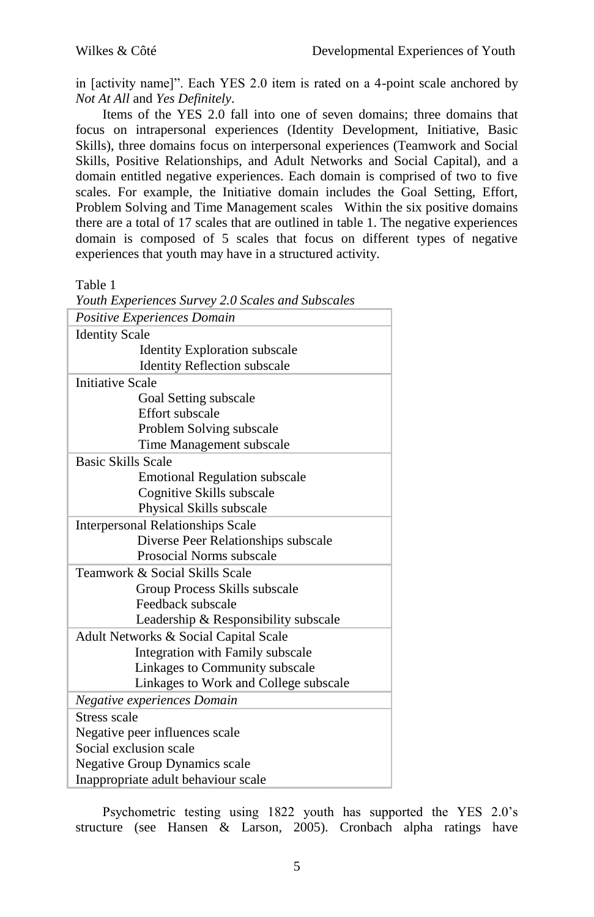in [activity name]". Each YES 2.0 item is rated on a 4-point scale anchored by *Not At All* and *Yes Definitely*.

Items of the YES 2.0 fall into one of seven domains; three domains that focus on intrapersonal experiences (Identity Development, Initiative, Basic Skills), three domains focus on interpersonal experiences (Teamwork and Social Skills, Positive Relationships, and Adult Networks and Social Capital), and a domain entitled negative experiences. Each domain is comprised of two to five scales. For example, the Initiative domain includes the Goal Setting, Effort, Problem Solving and Time Management scales  Within the six positive domains there are a total of 17 scales that are outlined in table 1. The negative experiences domain is composed of 5 scales that focus on different types of negative experiences that youth may have in a structured activity.

Table 1
*Youth Experiences Survey 2.0 Scales and Subscales*

| |
|---|
| *Positive Experiences Domain* |
| Identity Scale |
| Identity Exploration subscale |
| Identity Reflection subscale |
| Initiative Scale |
| Goal Setting subscale |
| Effort subscale |
| Problem Solving subscale |
| Time Management subscale |
| Basic Skills Scale |
| Emotional Regulation subscale |
| Cognitive Skills subscale |
| Physical Skills subscale |
| Interpersonal Relationships Scale |
| Diverse Peer Relationships subscale |
| Prosocial Norms subscale |
| Teamwork & Social Skills Scale |
| Group Process Skills subscale |
| Feedback subscale |
| Leadership & Responsibility subscale |
| Adult Networks & Social Capital Scale |
| Integration with Family subscale |
| Linkages to Community subscale |
| Linkages to Work and College subscale |
| *Negative experiences Domain* |
| Stress scale |
| Negative peer influences scale |
| Social exclusion scale |
| Negative Group Dynamics scale |
| Inappropriate adult behaviour scale |

Psychometric testing using 1822 youth has supported the YES 2.0's structure (see Hansen & Larson, 2005). Cronbach alpha ratings have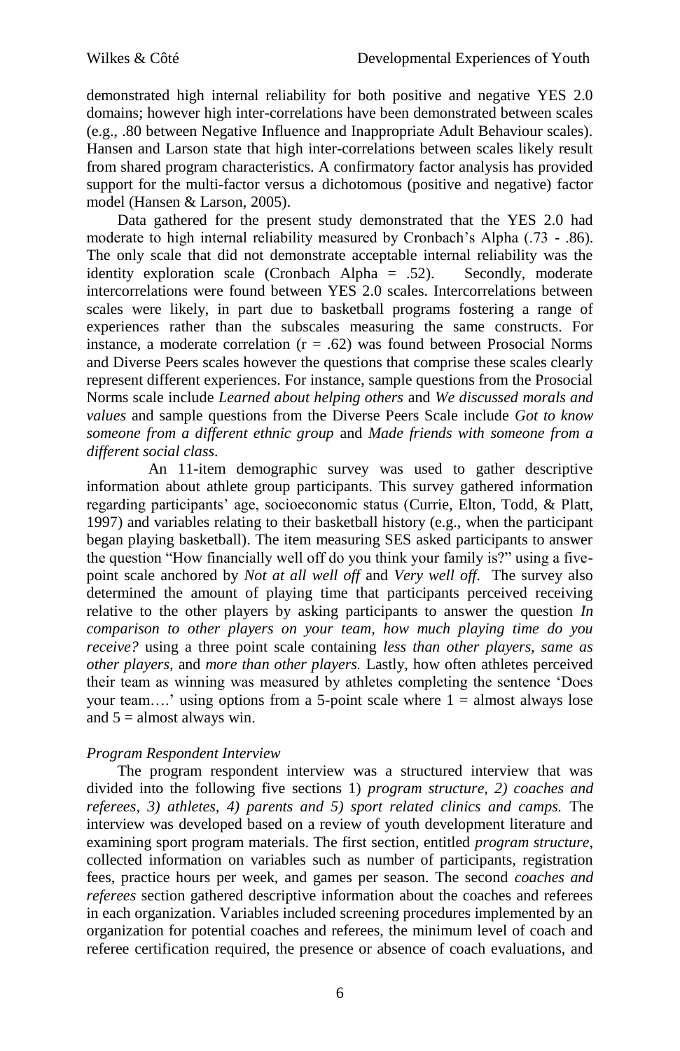demonstrated high internal reliability for both positive and negative YES 2.0 domains; however high inter-correlations have been demonstrated between scales (e.g., .80 between Negative Influence and Inappropriate Adult Behaviour scales). Hansen and Larson state that high inter-correlations between scales likely result from shared program characteristics. A confirmatory factor analysis has provided support for the multi-factor versus a dichotomous (positive and negative) factor model (Hansen & Larson, 2005).

Data gathered for the present study demonstrated that the YES 2.0 had moderate to high internal reliability measured by Cronbach's Alpha (.73 - .86). The only scale that did not demonstrate acceptable internal reliability was the identity exploration scale (Cronbach Alpha = .52). Secondly, moderate intercorrelations were found between YES 2.0 scales. Intercorrelations between scales were likely, in part due to basketball programs fostering a range of experiences rather than the subscales measuring the same constructs. For instance, a moderate correlation ($r = .62$) was found between Prosocial Norms and Diverse Peers scales however the questions that comprise these scales clearly represent different experiences. For instance, sample questions from the Prosocial Norms scale include *Learned about helping others* and *We discussed morals and values* and sample questions from the Diverse Peers Scale include *Got to know someone from a different ethnic group* and *Made friends with someone from a different social class*.

An 11-item demographic survey was used to gather descriptive information about athlete group participants. This survey gathered information regarding participants' age, socioeconomic status (Currie, Elton, Todd, & Platt, 1997) and variables relating to their basketball history (e.g., when the participant began playing basketball). The item measuring SES asked participants to answer the question "How financially well off do you think your family is?" using a five-point scale anchored by *Not at all well off* and *Very well off*. The survey also determined the amount of playing time that participants perceived receiving relative to the other players by asking participants to answer the question *In comparison to other players on your team, how much playing time do you receive?* using a three point scale containing *less than other players, same as other players,* and *more than other players.* Lastly, how often athletes perceived their team as winning was measured by athletes completing the sentence 'Does your team….' using options from a 5-point scale where 1 = almost always lose and 5 = almost always win.

*Program Respondent Interview*

The program respondent interview was a structured interview that was divided into the following five sections 1) *program structure, 2) coaches and referees, 3) athletes, 4) parents and 5) sport related clinics and camps.* The interview was developed based on a review of youth development literature and examining sport program materials. The first section, entitled *program structure,* collected information on variables such as number of participants, registration fees, practice hours per week, and games per season. The second *coaches and referees* section gathered descriptive information about the coaches and referees in each organization. Variables included screening procedures implemented by an organization for potential coaches and referees, the minimum level of coach and referee certification required, the presence or absence of coach evaluations, and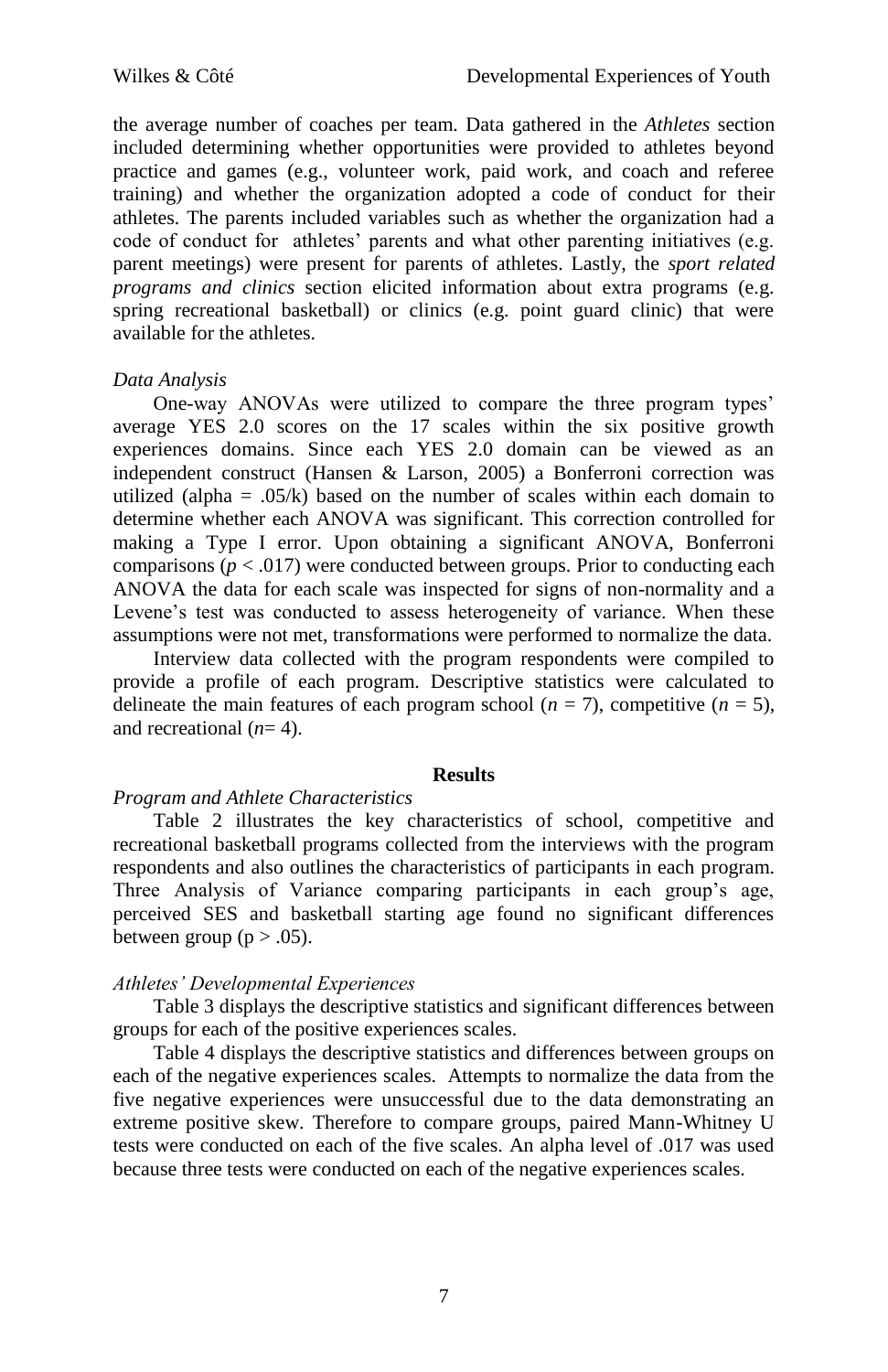the average number of coaches per team. Data gathered in the *Athletes* section included determining whether opportunities were provided to athletes beyond practice and games (e.g., volunteer work, paid work, and coach and referee training) and whether the organization adopted a code of conduct for their athletes. The parents included variables such as whether the organization had a code of conduct for athletes' parents and what other parenting initiatives (e.g. parent meetings) were present for parents of athletes. Lastly, the *sport related programs and clinics* section elicited information about extra programs (e.g. spring recreational basketball) or clinics (e.g. point guard clinic) that were available for the athletes.

*Data Analysis*

One-way ANOVAs were utilized to compare the three program types' average YES 2.0 scores on the 17 scales within the six positive growth experiences domains. Since each YES 2.0 domain can be viewed as an independent construct (Hansen & Larson, 2005) a Bonferroni correction was utilized (alpha = .05/k) based on the number of scales within each domain to determine whether each ANOVA was significant. This correction controlled for making a Type I error. Upon obtaining a significant ANOVA, Bonferroni comparisons ($p < .017$) were conducted between groups. Prior to conducting each ANOVA the data for each scale was inspected for signs of non-normality and a Levene's test was conducted to assess heterogeneity of variance. When these assumptions were not met, transformations were performed to normalize the data.

Interview data collected with the program respondents were compiled to provide a profile of each program. Descriptive statistics were calculated to delineate the main features of each program school ($n = 7$), competitive ($n = 5$), and recreational ($n = 4$).

## Results

*Program and Athlete Characteristics*

Table 2 illustrates the key characteristics of school, competitive and recreational basketball programs collected from the interviews with the program respondents and also outlines the characteristics of participants in each program. Three Analysis of Variance comparing participants in each group's age, perceived SES and basketball starting age found no significant differences between group ($p > .05$).

*Athletes' Developmental Experiences*

Table 3 displays the descriptive statistics and significant differences between groups for each of the positive experiences scales.

Table 4 displays the descriptive statistics and differences between groups on each of the negative experiences scales. Attempts to normalize the data from the five negative experiences were unsuccessful due to the data demonstrating an extreme positive skew. Therefore to compare groups, paired Mann-Whitney U tests were conducted on each of the five scales. An alpha level of .017 was used because three tests were conducted on each of the negative experiences scales.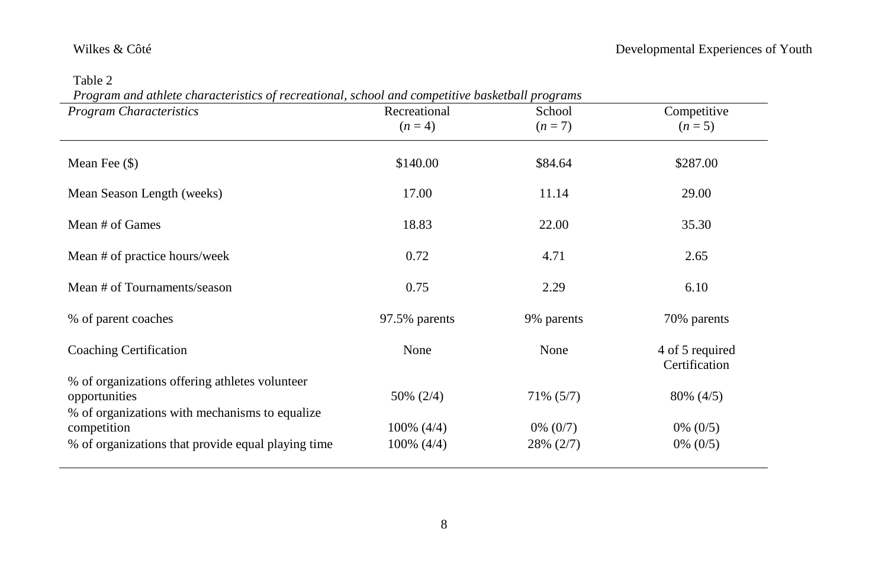Table 2

*Program and athlete characteristics of recreational, school and competitive basketball programs*

| *Program Characteristics* | Recreational ($n$ = 4) | School ($n$ = 7) | Competitive ($n$ = 5) |
|---|---|---|---|
| Mean Fee ($) | $140.00 | $84.64 | $287.00 |
| Mean Season Length (weeks) | 17.00 | 11.14 | 29.00 |
| Mean # of Games | 18.83 | 22.00 | 35.30 |
| Mean # of practice hours/week | 0.72 | 4.71 | 2.65 |
| Mean # of Tournaments/season | 0.75 | 2.29 | 6.10 |
| % of parent coaches | 97.5% parents | 9% parents | 70% parents |
| Coaching Certification | None | None | 4 of 5 required Certification |
| % of organizations offering athletes volunteer opportunities | 50% (2/4) | 71% (5/7) | 80% (4/5) |
| % of organizations with mechanisms to equalize competition | 100% (4/4) | 0% (0/7) | 0% (0/5) |
| % of organizations that provide equal playing time | 100% (4/4) | 28% (2/7) | 0% (0/5) |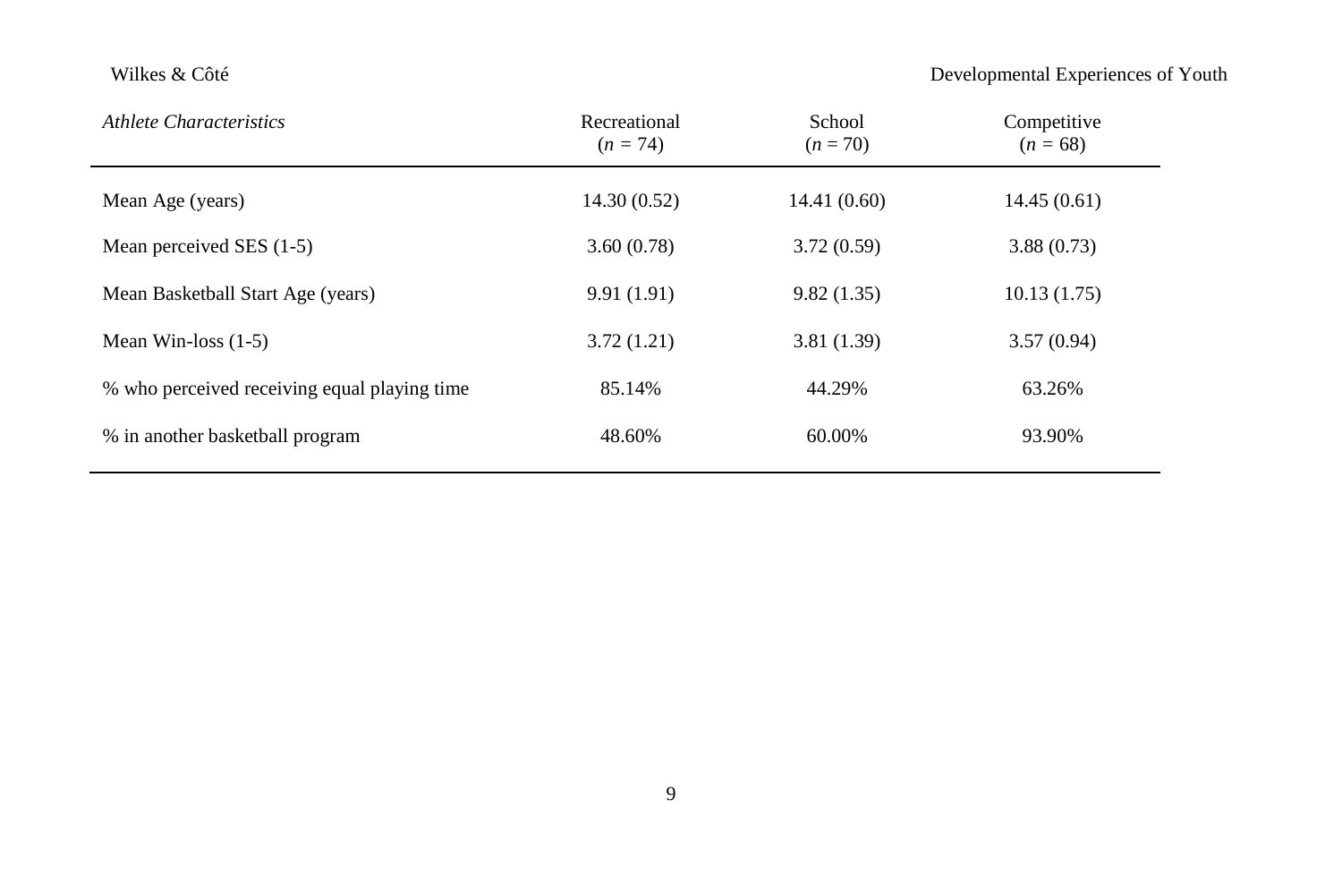| *Athlete Characteristics* | Recreational ($n$ = 74) | School ($n$ = 70) | Competitive ($n$ = 68) |
|---|---|---|---|
| Mean Age (years) | 14.30 (0.52) | 14.41 (0.60) | 14.45 (0.61) |
| Mean perceived SES (1-5) | 3.60 (0.78) | 3.72 (0.59) | 3.88 (0.73) |
| Mean Basketball Start Age (years) | 9.91 (1.91) | 9.82 (1.35) | 10.13 (1.75) |
| Mean Win-loss (1-5) | 3.72 (1.21) | 3.81 (1.39) | 3.57 (0.94) |
| % who perceived receiving equal playing time | 85.14% | 44.29% | 63.26% |
| % in another basketball program | 48.60% | 60.00% | 93.90% |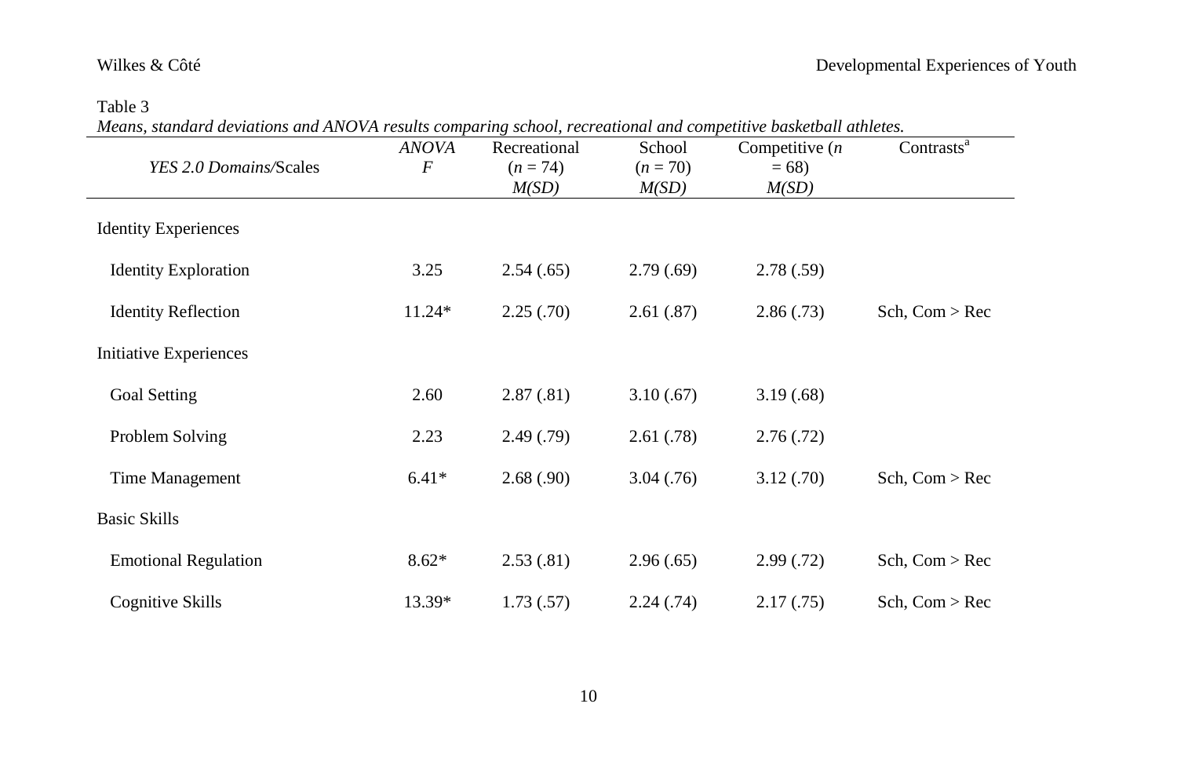Table 3

*Means, standard deviations and ANOVA results comparing school, recreational and competitive basketball athletes.*

| *YES 2.0 Domains/*Scales | *ANOVA* *F* | Recreational ($n$ = 74) *M(SD)* | School ($n$ = 70) *M(SD)* | Competitive ($n$ = 68) *M(SD)* | Contrasts[a] |
|---|---|---|---|---|---|
| Identity Experiences | | | | | |
| Identity Exploration | 3.25 | 2.54 (.65) | 2.79 (.69) | 2.78 (.59) | |
| Identity Reflection | 11.24* | 2.25 (.70) | 2.61 (.87) | 2.86 (.73) | Sch, Com > Rec |
| Initiative Experiences | | | | | |
| Goal Setting | 2.60 | 2.87 (.81) | 3.10 (.67) | 3.19 (.68) | |
| Problem Solving | 2.23 | 2.49 (.79) | 2.61 (.78) | 2.76 (.72) | |
| Time Management | 6.41* | 2.68 (.90) | 3.04 (.76) | 3.12 (.70) | Sch, Com > Rec |
| Basic Skills | | | | | |
| Emotional Regulation | 8.62* | 2.53 (.81) | 2.96 (.65) | 2.99 (.72) | Sch, Com > Rec |
| Cognitive Skills | 13.39* | 1.73 (.57) | 2.24 (.74) | 2.17 (.75) | Sch, Com > Rec |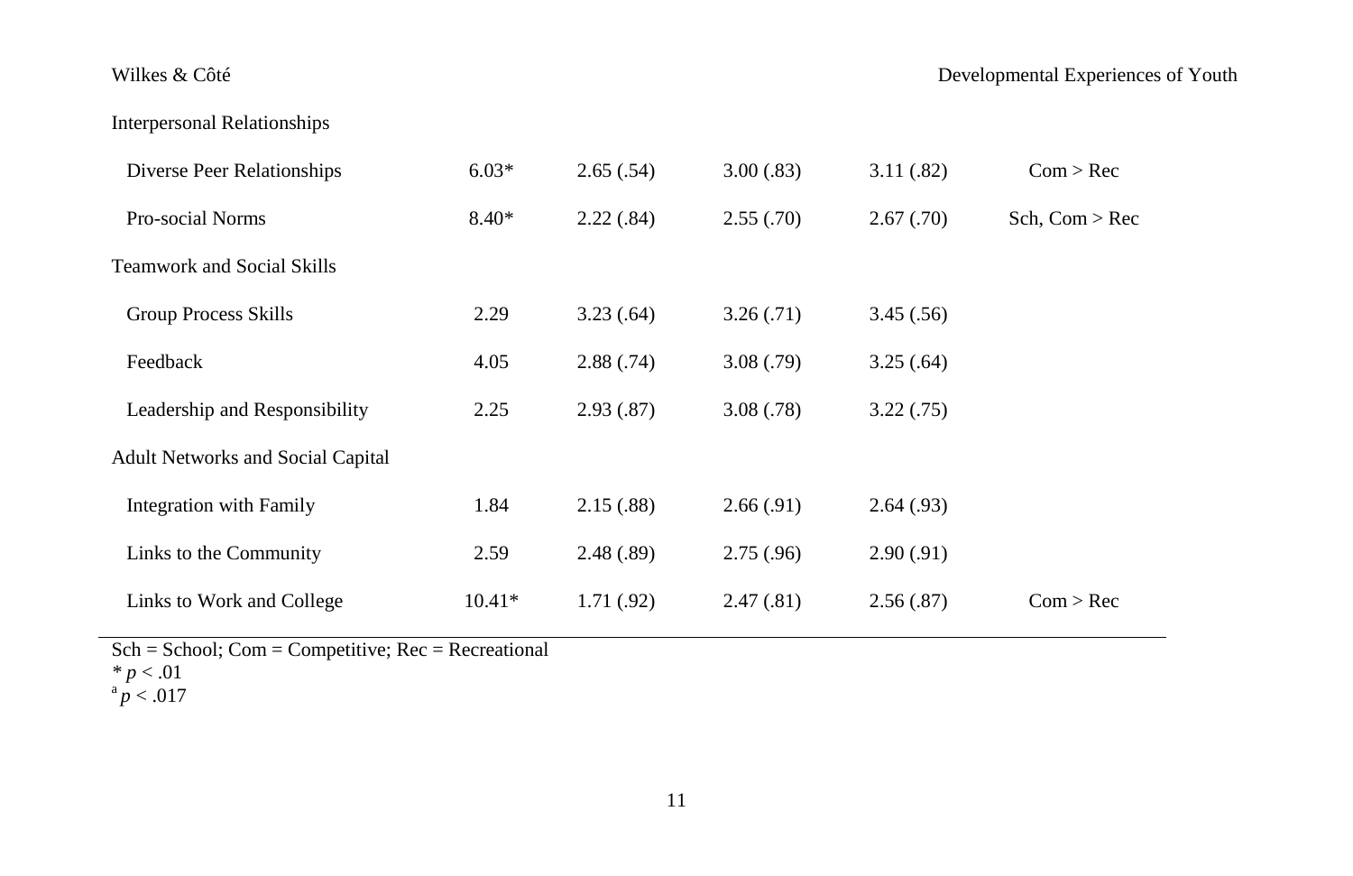| | | | | | |
|---|---|---|---|---|---|
| Interpersonal Relationships | | | | | |
| Diverse Peer Relationships | 6.03* | 2.65 (.54) | 3.00 (.83) | 3.11 (.82) | Com > Rec |
| Pro-social Norms | 8.40* | 2.22 (.84) | 2.55 (.70) | 2.67 (.70) | Sch, Com > Rec |
| Teamwork and Social Skills | | | | | |
| Group Process Skills | 2.29 | 3.23 (.64) | 3.26 (.71) | 3.45 (.56) | |
| Feedback | 4.05 | 2.88 (.74) | 3.08 (.79) | 3.25 (.64) | |
| Leadership and Responsibility | 2.25 | 2.93 (.87) | 3.08 (.78) | 3.22 (.75) | |
| Adult Networks and Social Capital | | | | | |
| Integration with Family | 1.84 | 2.15 (.88) | 2.66 (.91) | 2.64 (.93) | |
| Links to the Community | 2.59 | 2.48 (.89) | 2.75 (.96) | 2.90 (.91) | |
| Links to Work and College | 10.41* | 1.71 (.92) | 2.47 (.81) | 2.56 (.87) | Com > Rec |

Sch = School; Com = Competitive; Rec = Recreational

* $p < .01$

[a] $p < .017$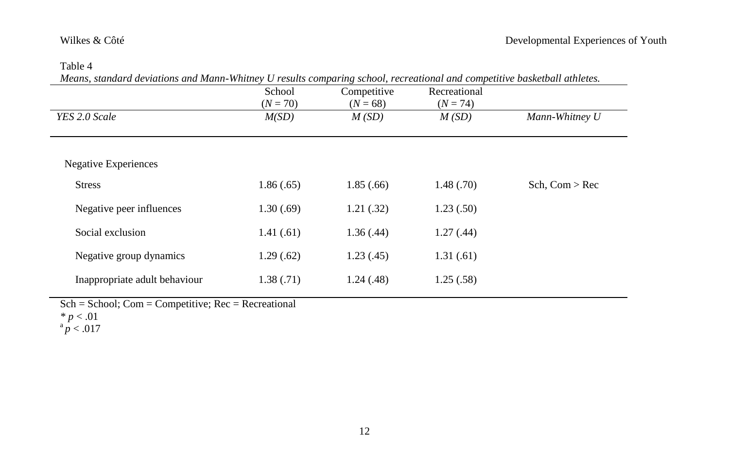Table 4

*Means, standard deviations and Mann-Whitney U results comparing school, recreational and competitive basketball athletes.*

| | School ($N = 70$) | Competitive ($N = 68$) | Recreational ($N = 74$) | |
|---|---|---|---|---|
| *YES 2.0 Scale* | *M(SD)* | *M (SD)* | *M (SD)* | *Mann-Whitney U* |
| Negative Experiences | | | | |
| Stress | 1.86 (.65) | 1.85 (.66) | 1.48 (.70) | Sch, Com > Rec |
| Negative peer influences | 1.30 (.69) | 1.21 (.32) | 1.23 (.50) | |
| Social exclusion | 1.41 (.61) | 1.36 (.44) | 1.27 (.44) | |
| Negative group dynamics | 1.29 (.62) | 1.23 (.45) | 1.31 (.61) | |
| Inappropriate adult behaviour | 1.38 (.71) | 1.24 (.48) | 1.25 (.58) | |

Sch = School; Com = Competitive; Rec = Recreational

* $p < .01$

[a] $p < .017$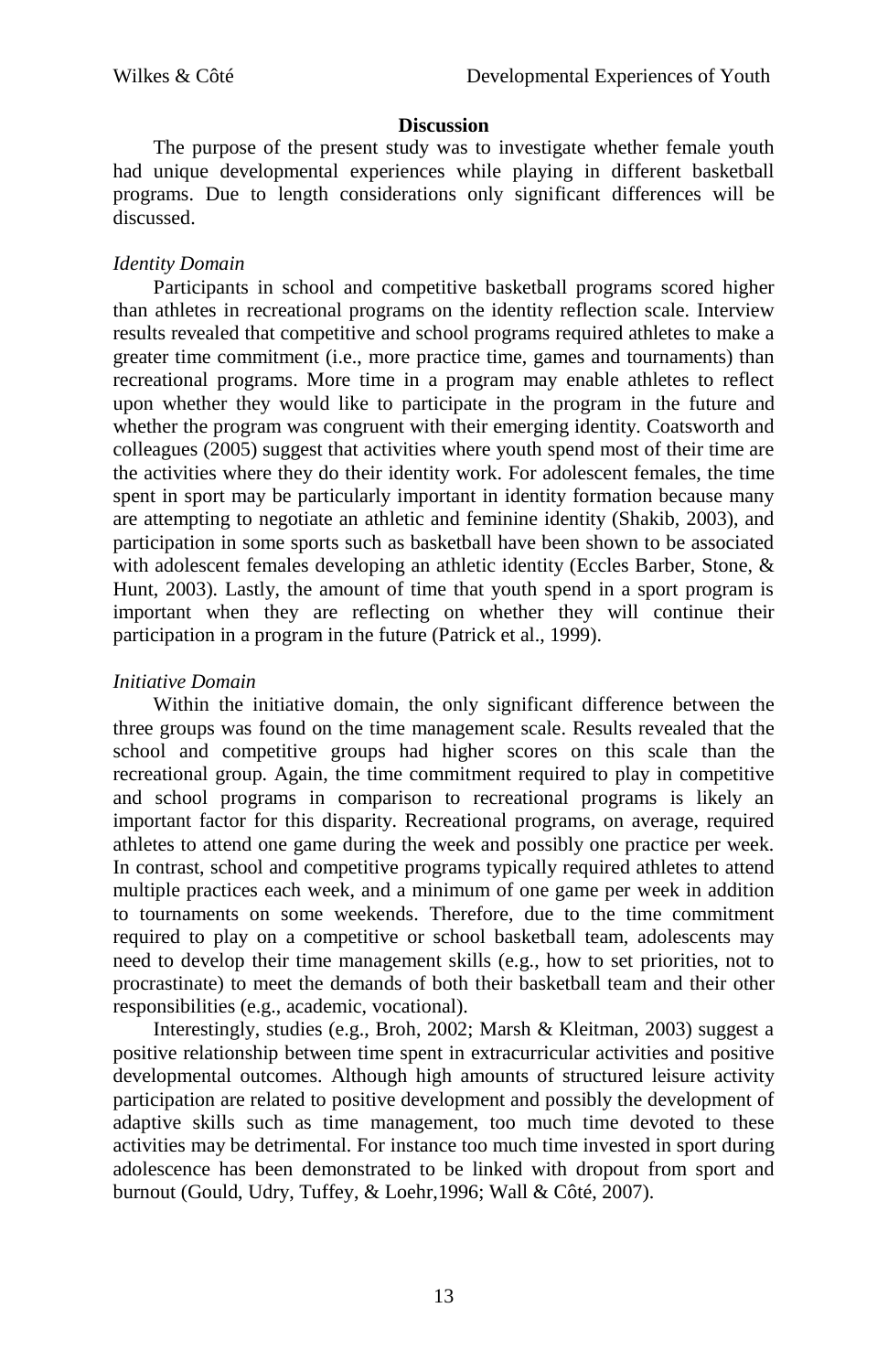## Discussion

The purpose of the present study was to investigate whether female youth had unique developmental experiences while playing in different basketball programs. Due to length considerations only significant differences will be discussed.

### *Identity Domain*

Participants in school and competitive basketball programs scored higher than athletes in recreational programs on the identity reflection scale. Interview results revealed that competitive and school programs required athletes to make a greater time commitment (i.e., more practice time, games and tournaments) than recreational programs. More time in a program may enable athletes to reflect upon whether they would like to participate in the program in the future and whether the program was congruent with their emerging identity. Coatsworth and colleagues (2005) suggest that activities where youth spend most of their time are the activities where they do their identity work. For adolescent females, the time spent in sport may be particularly important in identity formation because many are attempting to negotiate an athletic and feminine identity (Shakib, 2003), and participation in some sports such as basketball have been shown to be associated with adolescent females developing an athletic identity (Eccles Barber, Stone, & Hunt, 2003). Lastly, the amount of time that youth spend in a sport program is important when they are reflecting on whether they will continue their participation in a program in the future (Patrick et al., 1999).

### *Initiative Domain*

Within the initiative domain, the only significant difference between the three groups was found on the time management scale. Results revealed that the school and competitive groups had higher scores on this scale than the recreational group. Again, the time commitment required to play in competitive and school programs in comparison to recreational programs is likely an important factor for this disparity. Recreational programs, on average, required athletes to attend one game during the week and possibly one practice per week. In contrast, school and competitive programs typically required athletes to attend multiple practices each week, and a minimum of one game per week in addition to tournaments on some weekends. Therefore, due to the time commitment required to play on a competitive or school basketball team, adolescents may need to develop their time management skills (e.g., how to set priorities, not to procrastinate) to meet the demands of both their basketball team and their other responsibilities (e.g., academic, vocational).

Interestingly, studies (e.g., Broh, 2002; Marsh & Kleitman, 2003) suggest a positive relationship between time spent in extracurricular activities and positive developmental outcomes. Although high amounts of structured leisure activity participation are related to positive development and possibly the development of adaptive skills such as time management, too much time devoted to these activities may be detrimental. For instance too much time invested in sport during adolescence has been demonstrated to be linked with dropout from sport and burnout (Gould, Udry, Tuffey, & Loehr,1996; Wall & Côté, 2007).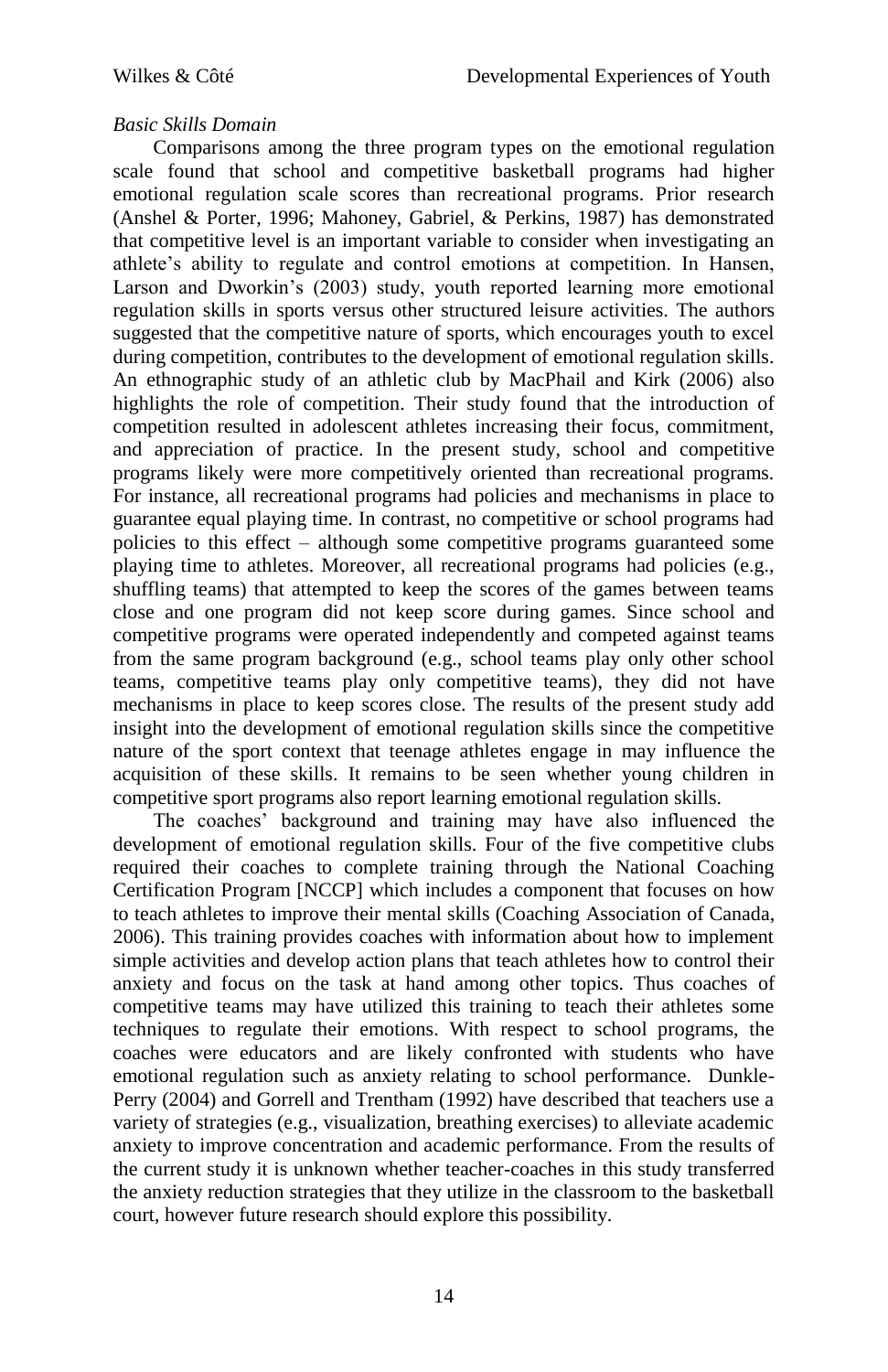*Basic Skills Domain*

Comparisons among the three program types on the emotional regulation scale found that school and competitive basketball programs had higher emotional regulation scale scores than recreational programs. Prior research (Anshel & Porter, 1996; Mahoney, Gabriel, & Perkins, 1987) has demonstrated that competitive level is an important variable to consider when investigating an athlete's ability to regulate and control emotions at competition. In Hansen, Larson and Dworkin's (2003) study, youth reported learning more emotional regulation skills in sports versus other structured leisure activities. The authors suggested that the competitive nature of sports, which encourages youth to excel during competition, contributes to the development of emotional regulation skills. An ethnographic study of an athletic club by MacPhail and Kirk (2006) also highlights the role of competition. Their study found that the introduction of competition resulted in adolescent athletes increasing their focus, commitment, and appreciation of practice. In the present study, school and competitive programs likely were more competitively oriented than recreational programs. For instance, all recreational programs had policies and mechanisms in place to guarantee equal playing time. In contrast, no competitive or school programs had policies to this effect – although some competitive programs guaranteed some playing time to athletes. Moreover, all recreational programs had policies (e.g., shuffling teams) that attempted to keep the scores of the games between teams close and one program did not keep score during games. Since school and competitive programs were operated independently and competed against teams from the same program background (e.g., school teams play only other school teams, competitive teams play only competitive teams), they did not have mechanisms in place to keep scores close. The results of the present study add insight into the development of emotional regulation skills since the competitive nature of the sport context that teenage athletes engage in may influence the acquisition of these skills. It remains to be seen whether young children in competitive sport programs also report learning emotional regulation skills.

The coaches' background and training may have also influenced the development of emotional regulation skills. Four of the five competitive clubs required their coaches to complete training through the National Coaching Certification Program [NCCP] which includes a component that focuses on how to teach athletes to improve their mental skills (Coaching Association of Canada, 2006). This training provides coaches with information about how to implement simple activities and develop action plans that teach athletes how to control their anxiety and focus on the task at hand among other topics. Thus coaches of competitive teams may have utilized this training to teach their athletes some techniques to regulate their emotions. With respect to school programs, the coaches were educators and are likely confronted with students who have emotional regulation such as anxiety relating to school performance. Dunkle-Perry (2004) and Gorrell and Trentham (1992) have described that teachers use a variety of strategies (e.g., visualization, breathing exercises) to alleviate academic anxiety to improve concentration and academic performance. From the results of the current study it is unknown whether teacher-coaches in this study transferred the anxiety reduction strategies that they utilize in the classroom to the basketball court, however future research should explore this possibility.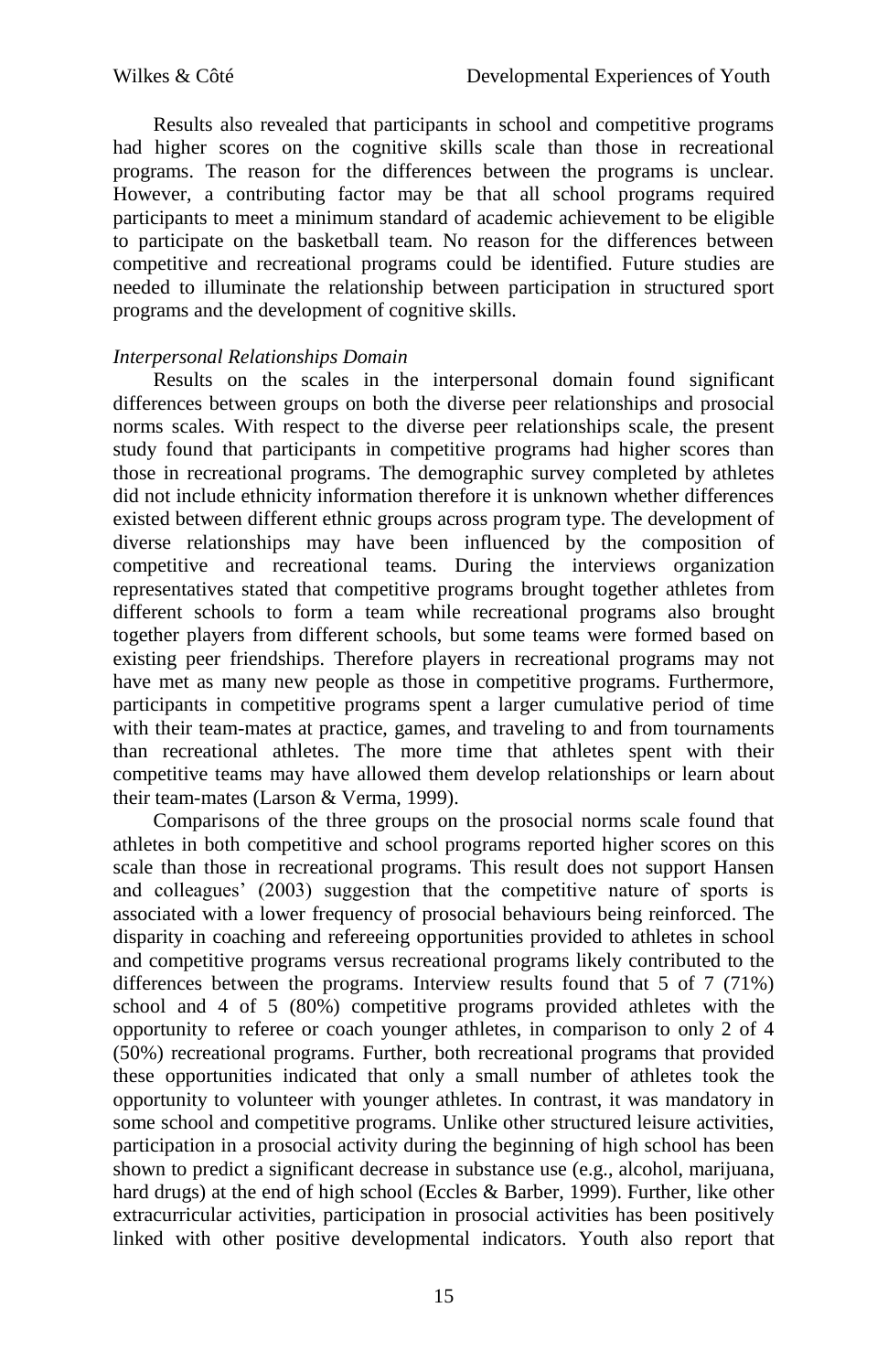Results also revealed that participants in school and competitive programs had higher scores on the cognitive skills scale than those in recreational programs. The reason for the differences between the programs is unclear. However, a contributing factor may be that all school programs required participants to meet a minimum standard of academic achievement to be eligible to participate on the basketball team. No reason for the differences between competitive and recreational programs could be identified. Future studies are needed to illuminate the relationship between participation in structured sport programs and the development of cognitive skills.

*Interpersonal Relationships Domain*

Results on the scales in the interpersonal domain found significant differences between groups on both the diverse peer relationships and prosocial norms scales. With respect to the diverse peer relationships scale, the present study found that participants in competitive programs had higher scores than those in recreational programs. The demographic survey completed by athletes did not include ethnicity information therefore it is unknown whether differences existed between different ethnic groups across program type. The development of diverse relationships may have been influenced by the composition of competitive and recreational teams. During the interviews organization representatives stated that competitive programs brought together athletes from different schools to form a team while recreational programs also brought together players from different schools, but some teams were formed based on existing peer friendships. Therefore players in recreational programs may not have met as many new people as those in competitive programs. Furthermore, participants in competitive programs spent a larger cumulative period of time with their team-mates at practice, games, and traveling to and from tournaments than recreational athletes. The more time that athletes spent with their competitive teams may have allowed them develop relationships or learn about their team-mates (Larson & Verma, 1999).

Comparisons of the three groups on the prosocial norms scale found that athletes in both competitive and school programs reported higher scores on this scale than those in recreational programs. This result does not support Hansen and colleagues' (2003) suggestion that the competitive nature of sports is associated with a lower frequency of prosocial behaviours being reinforced. The disparity in coaching and refereeing opportunities provided to athletes in school and competitive programs versus recreational programs likely contributed to the differences between the programs. Interview results found that 5 of 7 (71%) school and 4 of 5 (80%) competitive programs provided athletes with the opportunity to referee or coach younger athletes, in comparison to only 2 of 4 (50%) recreational programs. Further, both recreational programs that provided these opportunities indicated that only a small number of athletes took the opportunity to volunteer with younger athletes. In contrast, it was mandatory in some school and competitive programs. Unlike other structured leisure activities, participation in a prosocial activity during the beginning of high school has been shown to predict a significant decrease in substance use (e.g., alcohol, marijuana, hard drugs) at the end of high school (Eccles & Barber, 1999). Further, like other extracurricular activities, participation in prosocial activities has been positively linked with other positive developmental indicators. Youth also report that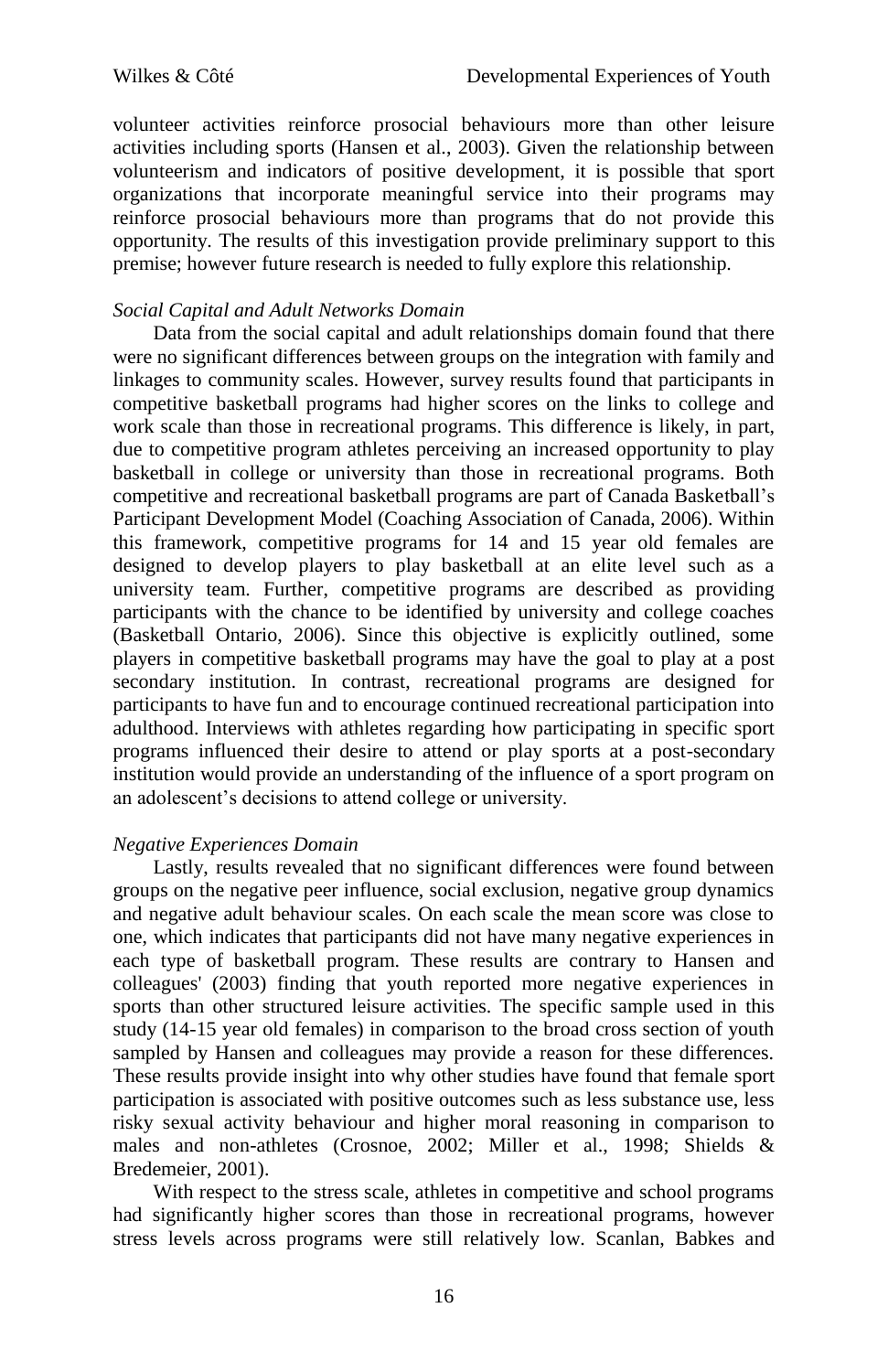volunteer activities reinforce prosocial behaviours more than other leisure activities including sports (Hansen et al., 2003). Given the relationship between volunteerism and indicators of positive development, it is possible that sport organizations that incorporate meaningful service into their programs may reinforce prosocial behaviours more than programs that do not provide this opportunity. The results of this investigation provide preliminary support to this premise; however future research is needed to fully explore this relationship.

*Social Capital and Adult Networks Domain*

Data from the social capital and adult relationships domain found that there were no significant differences between groups on the integration with family and linkages to community scales. However, survey results found that participants in competitive basketball programs had higher scores on the links to college and work scale than those in recreational programs. This difference is likely, in part, due to competitive program athletes perceiving an increased opportunity to play basketball in college or university than those in recreational programs. Both competitive and recreational basketball programs are part of Canada Basketball's Participant Development Model (Coaching Association of Canada, 2006). Within this framework, competitive programs for 14 and 15 year old females are designed to develop players to play basketball at an elite level such as a university team. Further, competitive programs are described as providing participants with the chance to be identified by university and college coaches (Basketball Ontario, 2006). Since this objective is explicitly outlined, some players in competitive basketball programs may have the goal to play at a post secondary institution. In contrast, recreational programs are designed for participants to have fun and to encourage continued recreational participation into adulthood. Interviews with athletes regarding how participating in specific sport programs influenced their desire to attend or play sports at a post-secondary institution would provide an understanding of the influence of a sport program on an adolescent's decisions to attend college or university.

*Negative Experiences Domain*

Lastly, results revealed that no significant differences were found between groups on the negative peer influence, social exclusion, negative group dynamics and negative adult behaviour scales. On each scale the mean score was close to one, which indicates that participants did not have many negative experiences in each type of basketball program. These results are contrary to Hansen and colleagues' (2003) finding that youth reported more negative experiences in sports than other structured leisure activities. The specific sample used in this study (14-15 year old females) in comparison to the broad cross section of youth sampled by Hansen and colleagues may provide a reason for these differences. These results provide insight into why other studies have found that female sport participation is associated with positive outcomes such as less substance use, less risky sexual activity behaviour and higher moral reasoning in comparison to males and non-athletes (Crosnoe, 2002; Miller et al., 1998; Shields & Bredemeier, 2001).

With respect to the stress scale, athletes in competitive and school programs had significantly higher scores than those in recreational programs, however stress levels across programs were still relatively low. Scanlan, Babkes and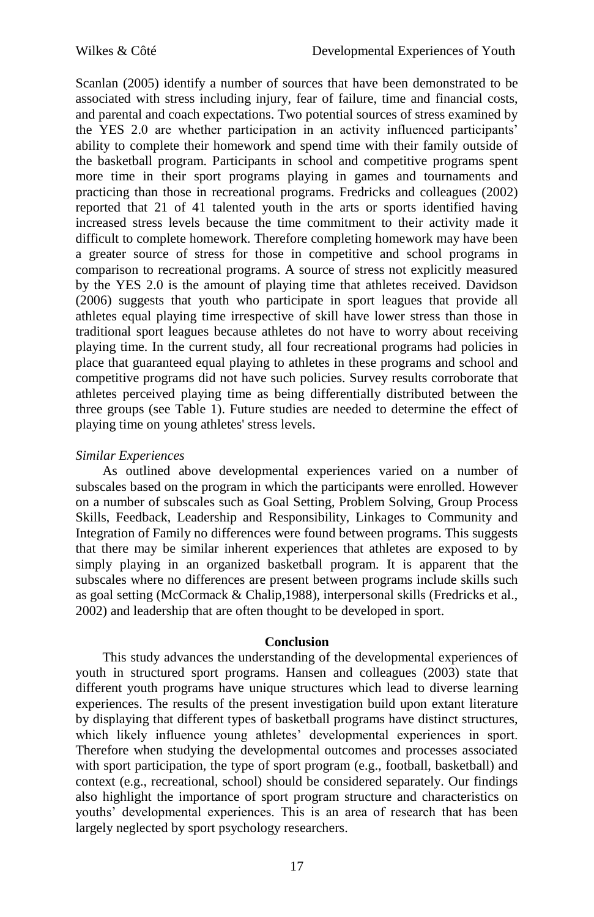Scanlan (2005) identify a number of sources that have been demonstrated to be associated with stress including injury, fear of failure, time and financial costs, and parental and coach expectations. Two potential sources of stress examined by the YES 2.0 are whether participation in an activity influenced participants' ability to complete their homework and spend time with their family outside of the basketball program. Participants in school and competitive programs spent more time in their sport programs playing in games and tournaments and practicing than those in recreational programs. Fredricks and colleagues (2002) reported that 21 of 41 talented youth in the arts or sports identified having increased stress levels because the time commitment to their activity made it difficult to complete homework. Therefore completing homework may have been a greater source of stress for those in competitive and school programs in comparison to recreational programs. A source of stress not explicitly measured by the YES 2.0 is the amount of playing time that athletes received. Davidson (2006) suggests that youth who participate in sport leagues that provide all athletes equal playing time irrespective of skill have lower stress than those in traditional sport leagues because athletes do not have to worry about receiving playing time. In the current study, all four recreational programs had policies in place that guaranteed equal playing to athletes in these programs and school and competitive programs did not have such policies. Survey results corroborate that athletes perceived playing time as being differentially distributed between the three groups (see Table 1). Future studies are needed to determine the effect of playing time on young athletes' stress levels.

### *Similar Experiences*

As outlined above developmental experiences varied on a number of subscales based on the program in which the participants were enrolled. However on a number of subscales such as Goal Setting, Problem Solving, Group Process Skills, Feedback, Leadership and Responsibility, Linkages to Community and Integration of Family no differences were found between programs. This suggests that there may be similar inherent experiences that athletes are exposed to by simply playing in an organized basketball program. It is apparent that the subscales where no differences are present between programs include skills such as goal setting (McCormack & Chalip,1988), interpersonal skills (Fredricks et al., 2002) and leadership that are often thought to be developed in sport.

## Conclusion

This study advances the understanding of the developmental experiences of youth in structured sport programs. Hansen and colleagues (2003) state that different youth programs have unique structures which lead to diverse learning experiences. The results of the present investigation build upon extant literature by displaying that different types of basketball programs have distinct structures, which likely influence young athletes' developmental experiences in sport. Therefore when studying the developmental outcomes and processes associated with sport participation, the type of sport program (e.g., football, basketball) and context (e.g., recreational, school) should be considered separately. Our findings also highlight the importance of sport program structure and characteristics on youths' developmental experiences. This is an area of research that has been largely neglected by sport psychology researchers.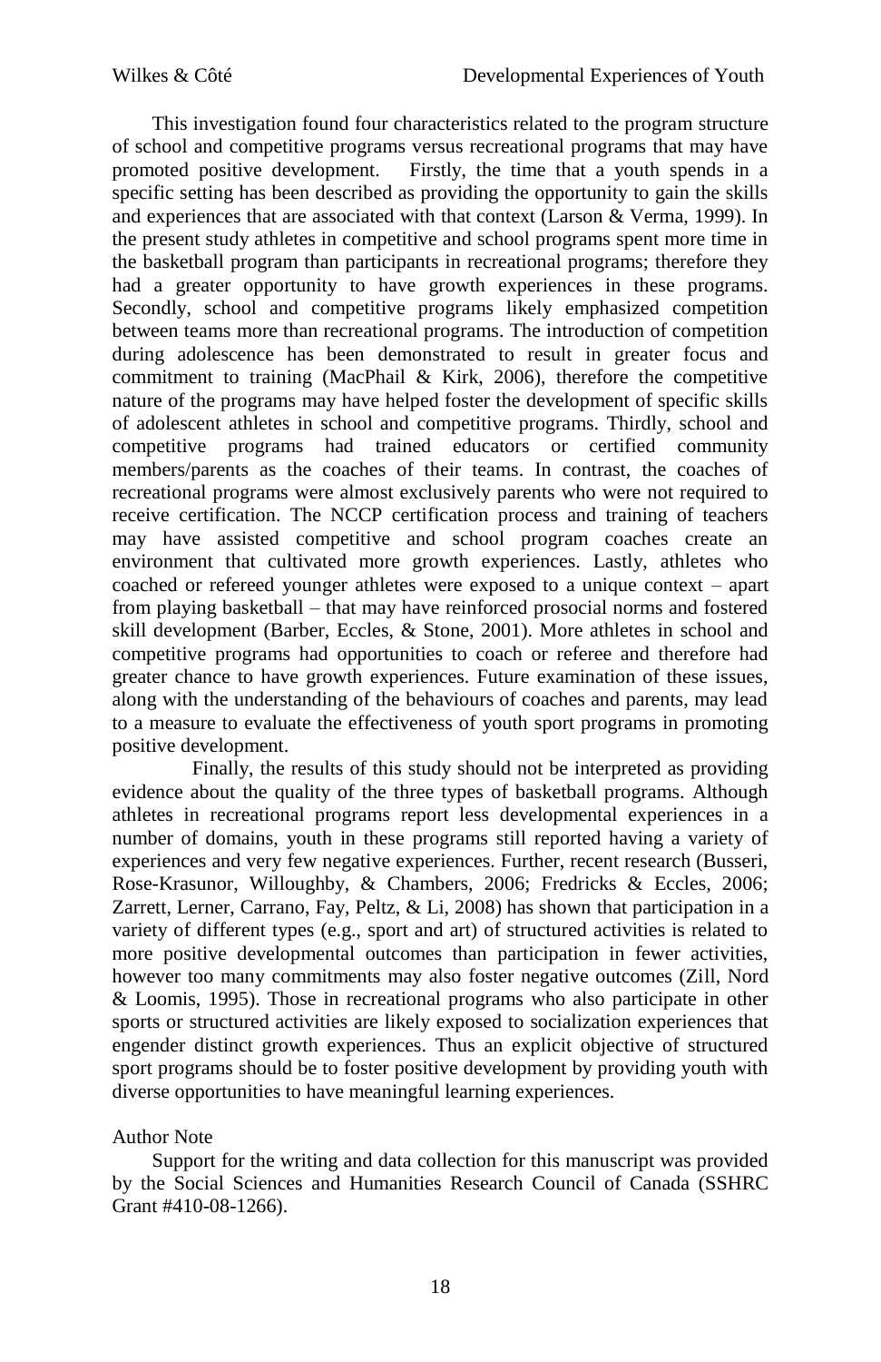This investigation found four characteristics related to the program structure of school and competitive programs versus recreational programs that may have promoted positive development. Firstly, the time that a youth spends in a specific setting has been described as providing the opportunity to gain the skills and experiences that are associated with that context (Larson & Verma, 1999). In the present study athletes in competitive and school programs spent more time in the basketball program than participants in recreational programs; therefore they had a greater opportunity to have growth experiences in these programs. Secondly, school and competitive programs likely emphasized competition between teams more than recreational programs. The introduction of competition during adolescence has been demonstrated to result in greater focus and commitment to training (MacPhail & Kirk, 2006), therefore the competitive nature of the programs may have helped foster the development of specific skills of adolescent athletes in school and competitive programs. Thirdly, school and competitive programs had trained educators or certified community members/parents as the coaches of their teams. In contrast, the coaches of recreational programs were almost exclusively parents who were not required to receive certification. The NCCP certification process and training of teachers may have assisted competitive and school program coaches create an environment that cultivated more growth experiences. Lastly, athletes who coached or refereed younger athletes were exposed to a unique context – apart from playing basketball – that may have reinforced prosocial norms and fostered skill development (Barber, Eccles, & Stone, 2001). More athletes in school and competitive programs had opportunities to coach or referee and therefore had greater chance to have growth experiences. Future examination of these issues, along with the understanding of the behaviours of coaches and parents, may lead to a measure to evaluate the effectiveness of youth sport programs in promoting positive development.

Finally, the results of this study should not be interpreted as providing evidence about the quality of the three types of basketball programs. Although athletes in recreational programs report less developmental experiences in a number of domains, youth in these programs still reported having a variety of experiences and very few negative experiences. Further, recent research (Busseri, Rose-Krasunor, Willoughby, & Chambers, 2006; Fredricks & Eccles, 2006; Zarrett, Lerner, Carrano, Fay, Peltz, & Li, 2008) has shown that participation in a variety of different types (e.g., sport and art) of structured activities is related to more positive developmental outcomes than participation in fewer activities, however too many commitments may also foster negative outcomes (Zill, Nord & Loomis, 1995). Those in recreational programs who also participate in other sports or structured activities are likely exposed to socialization experiences that engender distinct growth experiences. Thus an explicit objective of structured sport programs should be to foster positive development by providing youth with diverse opportunities to have meaningful learning experiences.

Author Note

Support for the writing and data collection for this manuscript was provided by the Social Sciences and Humanities Research Council of Canada (SSHRC Grant #410-08-1266).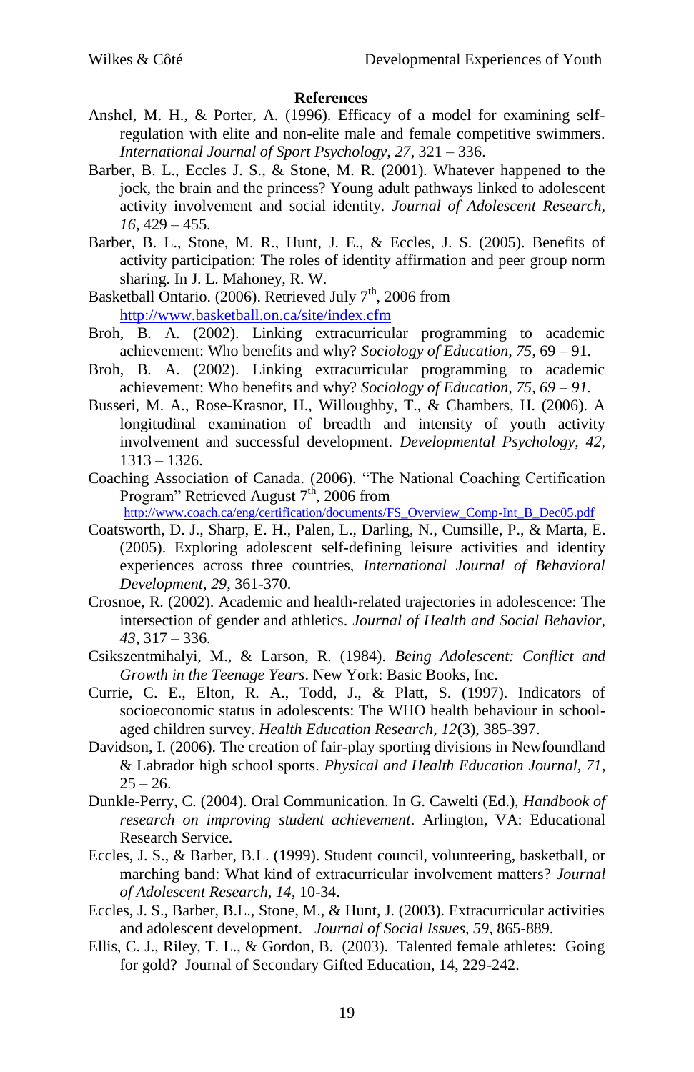## References

Anshel, M. H., & Porter, A. (1996). Efficacy of a model for examining self-regulation with elite and non-elite male and female competitive swimmers. *International Journal of Sport Psychology, 27*, 321 – 336.

Barber, B. L., Eccles J. S., & Stone, M. R. (2001). Whatever happened to the jock, the brain and the princess? Young adult pathways linked to adolescent activity involvement and social identity. *Journal of Adolescent Research, 16*, 429 – 455.

Barber, B. L., Stone, M. R., Hunt, J. E., & Eccles, J. S. (2005). Benefits of activity participation: The roles of identity affirmation and peer group norm sharing. In J. L. Mahoney, R. W.

Basketball Ontario. (2006). Retrieved July 7th, 2006 from http://www.basketball.on.ca/site/index.cfm

Broh, B. A. (2002). Linking extracurricular programming to academic achievement: Who benefits and why? *Sociology of Education, 75*, 69 – 91.

Broh, B. A. (2002). Linking extracurricular programming to academic achievement: Who benefits and why? *Sociology of Education, 75, 69 – 91.*

Busseri, M. A., Rose-Krasnor, H., Willoughby, T., & Chambers, H. (2006). A longitudinal examination of breadth and intensity of youth activity involvement and successful development. *Developmental Psychology, 42*, 1313 – 1326.

Coaching Association of Canada. (2006). "The National Coaching Certification Program" Retrieved August 7th, 2006 from http://www.coach.ca/eng/certification/documents/FS_Overview_Comp-Int_B_Dec05.pdf

Coatsworth, D. J., Sharp, E. H., Palen, L., Darling, N., Cumsille, P., & Marta, E. (2005). Exploring adolescent self-defining leisure activities and identity experiences across three countries, *International Journal of Behavioral Development, 29*, 361-370.

Crosnoe, R. (2002). Academic and health-related trajectories in adolescence: The intersection of gender and athletics. *Journal of Health and Social Behavior, 43*, 317 – 336.

Csikszentmihalyi, M., & Larson, R. (1984). *Being Adolescent: Conflict and Growth in the Teenage Years*. New York: Basic Books, Inc.

Currie, C. E., Elton, R. A., Todd, J., & Platt, S. (1997). Indicators of socioeconomic status in adolescents: The WHO health behaviour in school-aged children survey. *Health Education Research, 12*(3), 385-397.

Davidson, I. (2006). The creation of fair-play sporting divisions in Newfoundland & Labrador high school sports. *Physical and Health Education Journal, 71*, 25 – 26.

Dunkle-Perry, C. (2004). Oral Communication. In G. Cawelti (Ed.), *Handbook of research on improving student achievement*. Arlington, VA: Educational Research Service.

Eccles, J. S., & Barber, B.L. (1999). Student council, volunteering, basketball, or marching band: What kind of extracurricular involvement matters? *Journal of Adolescent Research, 14*, 10-34.

Eccles, J. S., Barber, B.L., Stone, M., & Hunt, J. (2003). Extracurricular activities and adolescent development. *Journal of Social Issues, 59*, 865-889.

Ellis, C. J., Riley, T. L., & Gordon, B. (2003). Talented female athletes: Going for gold? Journal of Secondary Gifted Education, 14, 229-242.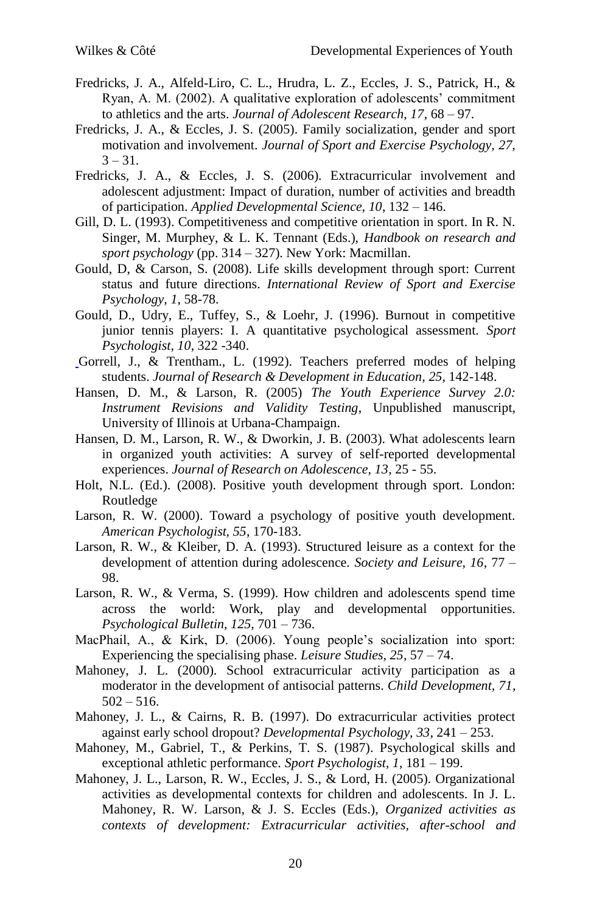Fredricks, J. A., Alfeld-Liro, C. L., Hrudra, L. Z., Eccles, J. S., Patrick, H., & Ryan, A. M. (2002). A qualitative exploration of adolescents' commitment to athletics and the arts. *Journal of Adolescent Research, 17*, 68 – 97.

Fredricks, J. A., & Eccles, J. S. (2005). Family socialization, gender and sport motivation and involvement. *Journal of Sport and Exercise Psychology, 27*, 3 – 31.

Fredricks, J. A., & Eccles, J. S. (2006). Extracurricular involvement and adolescent adjustment: Impact of duration, number of activities and breadth of participation. *Applied Developmental Science, 10*, 132 – 146.

Gill, D. L. (1993). Competitiveness and competitive orientation in sport. In R. N. Singer, M. Murphey, & L. K. Tennant (Eds.), *Handbook on research and sport psychology* (pp. 314 – 327). New York: Macmillan.

Gould, D, & Carson, S. (2008). Life skills development through sport: Current status and future directions. *International Review of Sport and Exercise Psychology, 1*, 58-78.

Gould, D., Udry, E., Tuffey, S., & Loehr, J. (1996). Burnout in competitive junior tennis players: I. A quantitative psychological assessment. *Sport Psychologist, 10*, 322 -340.

Gorrell, J., & Trentham., L. (1992). Teachers preferred modes of helping students. *Journal of Research & Development in Education, 25*, 142-148.

Hansen, D. M., & Larson, R. (2005) *The Youth Experience Survey 2.0: Instrument Revisions and Validity Testing*, Unpublished manuscript, University of Illinois at Urbana-Champaign.

Hansen, D. M., Larson, R. W., & Dworkin, J. B. (2003). What adolescents learn in organized youth activities: A survey of self-reported developmental experiences. *Journal of Research on Adolescence, 13*, 25 - 55.

Holt, N.L. (Ed.). (2008). Positive youth development through sport. London: Routledge

Larson, R. W. (2000). Toward a psychology of positive youth development. *American Psychologist, 55*, 170-183.

Larson, R. W., & Kleiber, D. A. (1993). Structured leisure as a context for the development of attention during adolescence. *Society and Leisure, 16*, 77 – 98.

Larson, R. W., & Verma, S. (1999). How children and adolescents spend time across the world: Work, play and developmental opportunities. *Psychological Bulletin, 125*, 701 – 736.

MacPhail, A., & Kirk, D. (2006). Young people's socialization into sport: Experiencing the specialising phase. *Leisure Studies, 25*, 57 – 74.

Mahoney, J. L. (2000). School extracurricular activity participation as a moderator in the development of antisocial patterns. *Child Development, 71*, 502 – 516.

Mahoney, J. L., & Cairns, R. B. (1997). Do extracurricular activities protect against early school dropout? *Developmental Psychology, 33*, 241 – 253.

Mahoney, M., Gabriel, T., & Perkins, T. S. (1987). Psychological skills and exceptional athletic performance. *Sport Psychologist, 1*, 181 – 199.

Mahoney, J. L., Larson, R. W., Eccles, J. S., & Lord, H. (2005). Organizational activities as developmental contexts for children and adolescents. In J. L. Mahoney, R. W. Larson, & J. S. Eccles (Eds.), *Organized activities as contexts of development: Extracurricular activities, after-school and*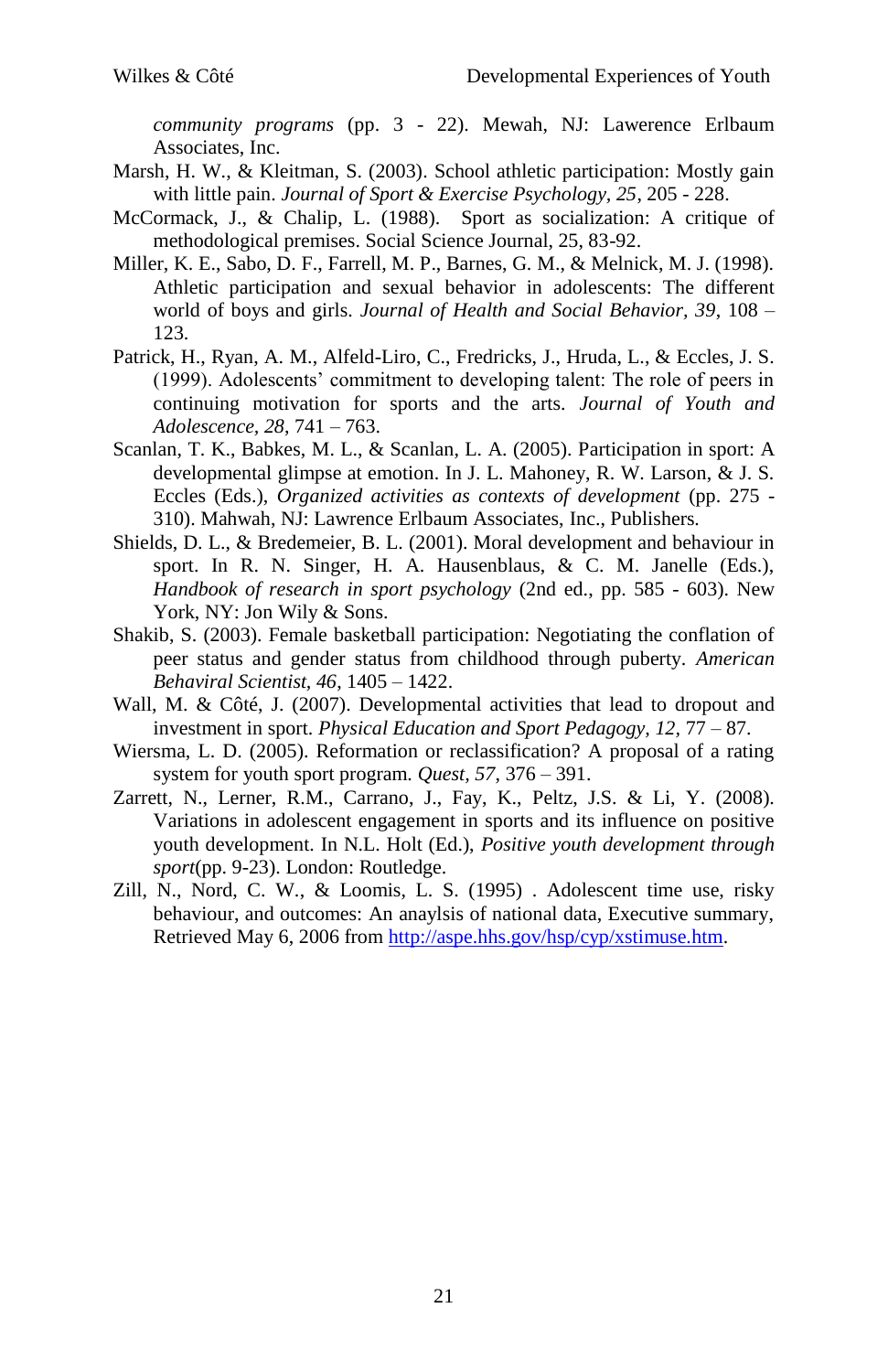*community programs* (pp. 3 - 22). Mewah, NJ: Lawerence Erlbaum Associates, Inc.

Marsh, H. W., & Kleitman, S. (2003). School athletic participation: Mostly gain with little pain. *Journal of Sport & Exercise Psychology*, *25*, 205 - 228.

McCormack, J., & Chalip, L. (1988). Sport as socialization: A critique of methodological premises. Social Science Journal, 25, 83-92.

Miller, K. E., Sabo, D. F., Farrell, M. P., Barnes, G. M., & Melnick, M. J. (1998). Athletic participation and sexual behavior in adolescents: The different world of boys and girls. *Journal of Health and Social Behavior*, *39*, 108 – 123.

Patrick, H., Ryan, A. M., Alfeld-Liro, C., Fredricks, J., Hruda, L., & Eccles, J. S. (1999). Adolescents' commitment to developing talent: The role of peers in continuing motivation for sports and the arts. *Journal of Youth and Adolescence*, *28*, 741 – 763.

Scanlan, T. K., Babkes, M. L., & Scanlan, L. A. (2005). Participation in sport: A developmental glimpse at emotion. In J. L. Mahoney, R. W. Larson, & J. S. Eccles (Eds.), *Organized activities as contexts of development* (pp. 275 - 310). Mahwah, NJ: Lawrence Erlbaum Associates, Inc., Publishers.

Shields, D. L., & Bredemeier, B. L. (2001). Moral development and behaviour in sport. In R. N. Singer, H. A. Hausenblaus, & C. M. Janelle (Eds.), *Handbook of research in sport psychology* (2nd ed., pp. 585 - 603). New York, NY: Jon Wily & Sons.

Shakib, S. (2003). Female basketball participation: Negotiating the conflation of peer status and gender status from childhood through puberty. *American Behaviral Scientist*, *46*, 1405 – 1422.

Wall, M. & Côté, J. (2007). Developmental activities that lead to dropout and investment in sport. *Physical Education and Sport Pedagogy*, *12*, 77 – 87.

Wiersma, L. D. (2005). Reformation or reclassification? A proposal of a rating system for youth sport program. *Quest*, *57*, 376 – 391.

Zarrett, N., Lerner, R.M., Carrano, J., Fay, K., Peltz, J.S. & Li, Y. (2008). Variations in adolescent engagement in sports and its influence on positive youth development. In N.L. Holt (Ed.), *Positive youth development through sport*(pp. 9-23). London: Routledge.

Zill, N., Nord, C. W., & Loomis, L. S. (1995) . Adolescent time use, risky behaviour, and outcomes: An anaylsis of national data, Executive summary, Retrieved May 6, 2006 from http://aspe.hhs.gov/hsp/cyp/xstimuse.htm.